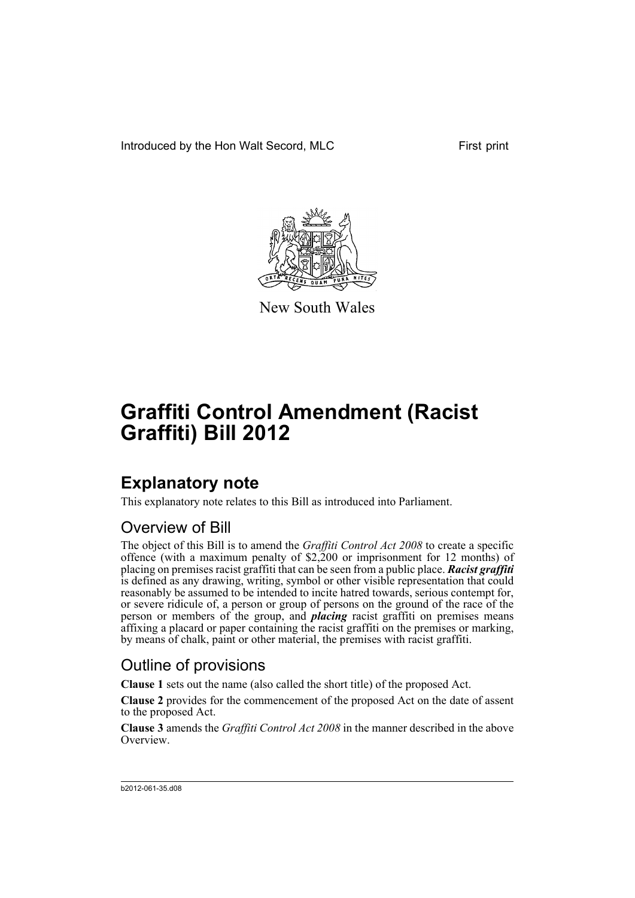Introduced by the Hon Walt Secord, MLC First print

New South Wales

# Graffiti Control Amendment (Racist Graffiti) Bill 2012

## Explanatory note

This explanatory note relates to this Bill as introduced into Parliament.

### Overview of Bill

The object of this Bill is to amend the *Graffiti Control Act 2008* to create a specific offence (with a maximum penalty of $2,200 or imprisonment for 12 months) of placing on premises racist graffiti that can be seen from a public place. ***Racist graffiti*** is defined as any drawing, writing, symbol or other visible representation that could reasonably be assumed to be intended to incite hatred towards, serious contempt for, or severe ridicule of, a person or group of persons on the ground of the race of the person or members of the group, and ***placing*** racist graffiti on premises means affixing a placard or paper containing the racist graffiti on the premises or marking, by means of chalk, paint or other material, the premises with racist graffiti.

### Outline of provisions

**Clause 1** sets out the name (also called the short title) of the proposed Act.

**Clause 2** provides for the commencement of the proposed Act on the date of assent to the proposed Act.

**Clause 3** amends the *Graffiti Control Act 2008* in the manner described in the above Overview.

b2012-061-35.d08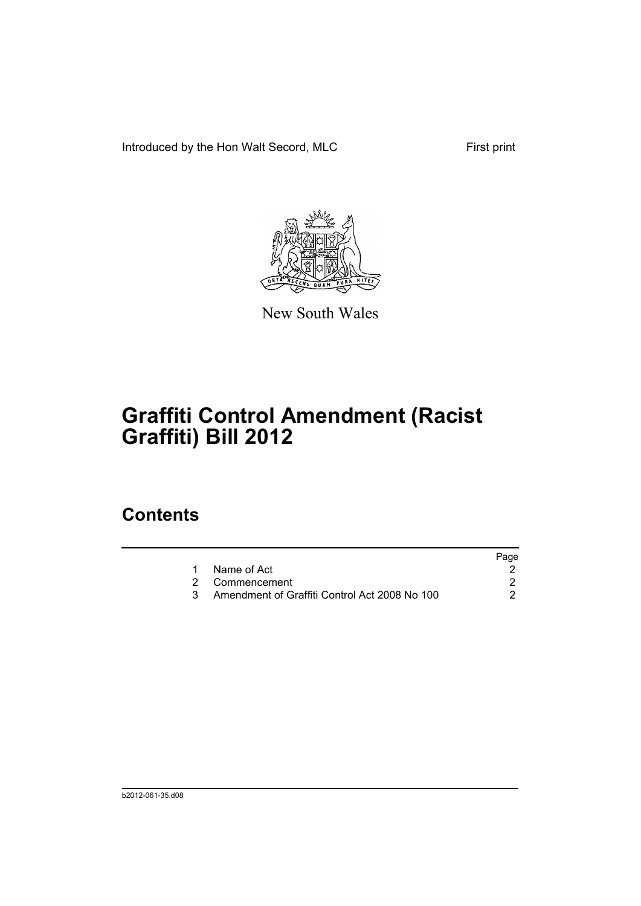Introduced by the Hon Walt Secord, MLC First print

New South Wales

# Graffiti Control Amendment (Racist Graffiti) Bill 2012

## Contents

| | | Page |
|---|---|---|
| 1 | Name of Act | 2 |
| 2 | Commencement | 2 |
| 3 | Amendment of Graffiti Control Act 2008 No 100 | 2 |

b2012-061-35.d08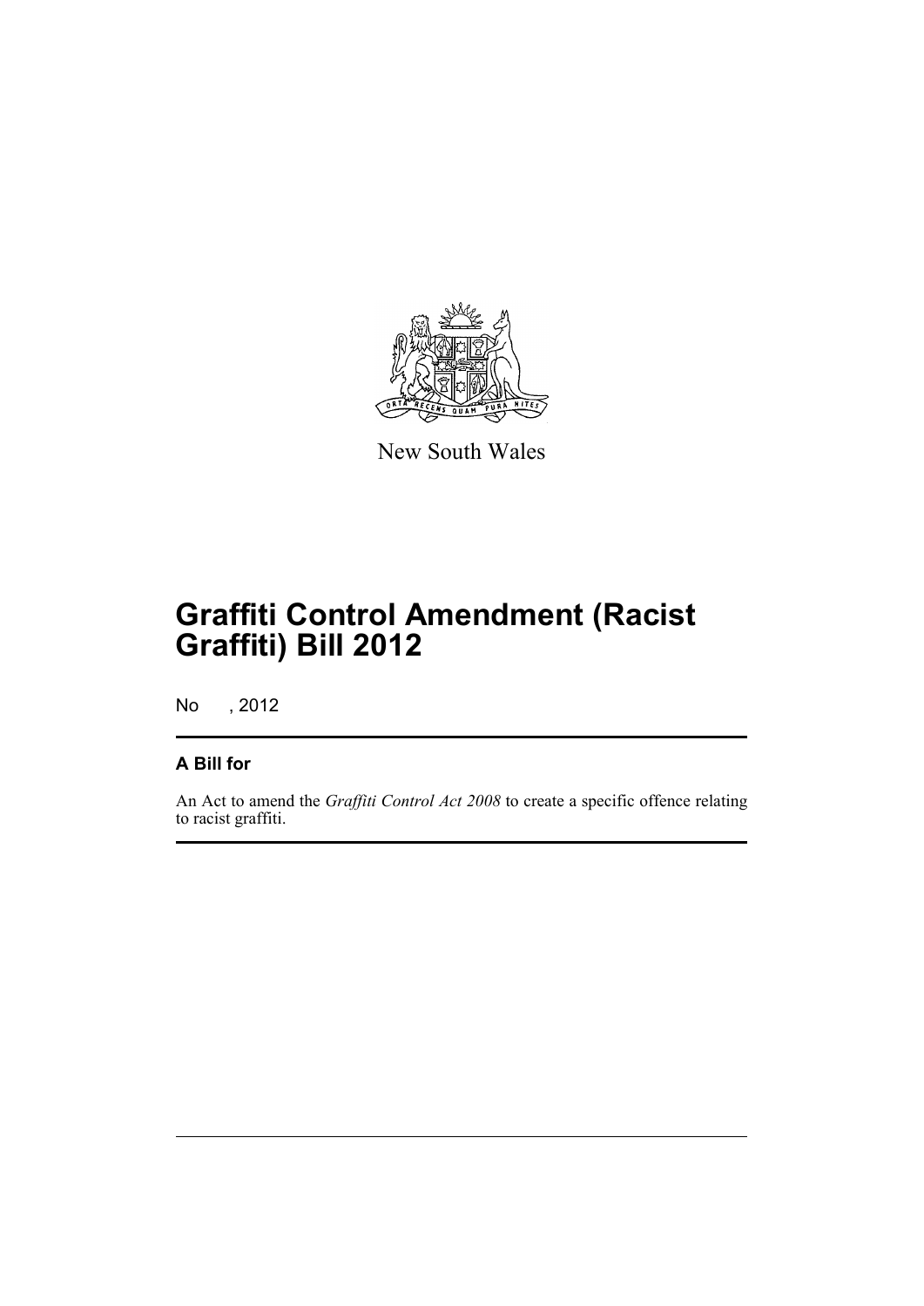New South Wales

# Graffiti Control Amendment (Racist Graffiti) Bill 2012

No , 2012

## A Bill for

An Act to amend the *Graffiti Control Act 2008* to create a specific offence relating to racist graffiti.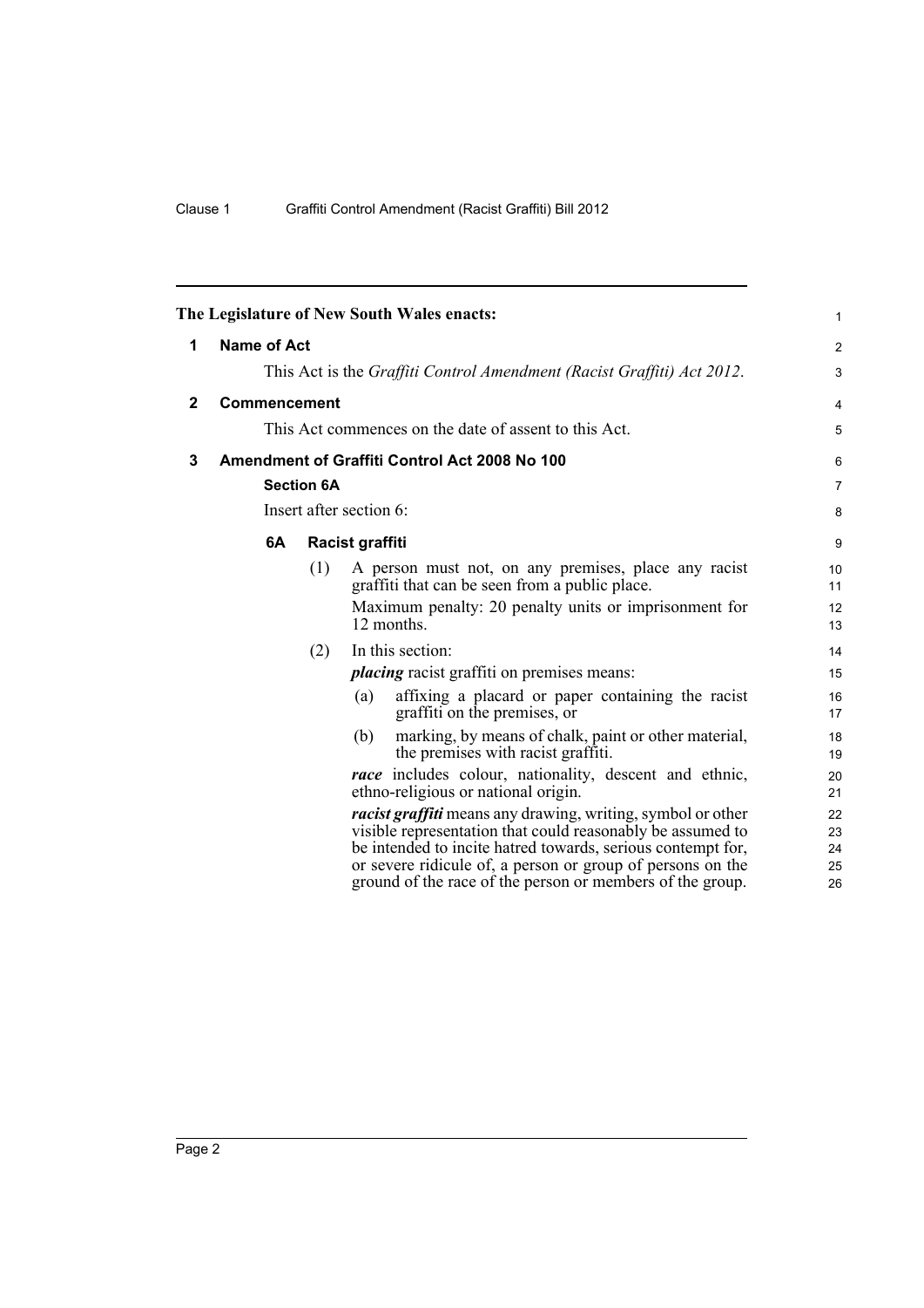The Legislature of New South Wales enacts:

## 1 Name of Act

This Act is the *Graffiti Control Amendment (Racist Graffiti) Act 2012*.

## 2 Commencement

This Act commences on the date of assent to this Act.

## 3 Amendment of Graffiti Control Act 2008 No 100

### Section 6A

Insert after section 6:

### 6A Racist graffiti

(1) A person must not, on any premises, place any racist graffiti that can be seen from a public place.

Maximum penalty: 20 penalty units or imprisonment for 12 months.

(2) In this section:

***placing*** racist graffiti on premises means:

(a) affixing a placard or paper containing the racist graffiti on the premises, or

(b) marking, by means of chalk, paint or other material, the premises with racist graffiti.

***race*** includes colour, nationality, descent and ethnic, ethno-religious or national origin.

***racist graffiti*** means any drawing, writing, symbol or other visible representation that could reasonably be assumed to be intended to incite hatred towards, serious contempt for, or severe ridicule of, a person or group of persons on the ground of the race of the person or members of the group.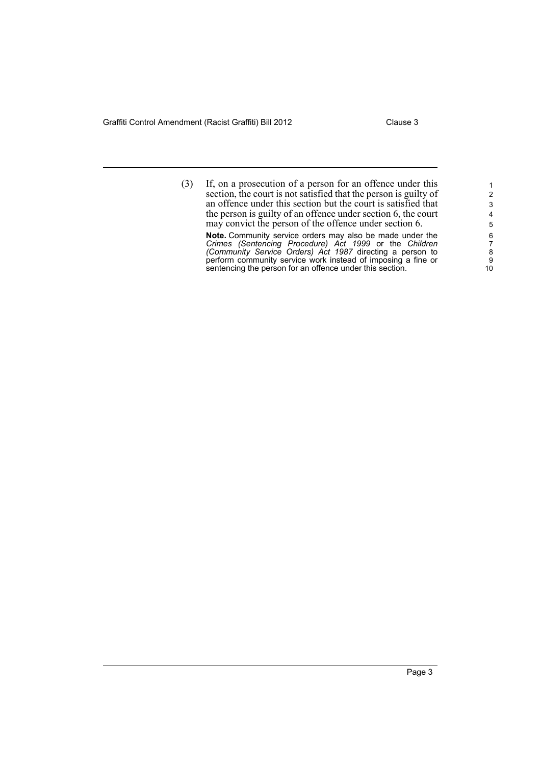(3) If, on a prosecution of a person for an offence under this section, the court is not satisfied that the person is guilty of an offence under this section but the court is satisfied that the person is guilty of an offence under section 6, the court may convict the person of the offence under section 6.

**Note.** Community service orders may also be made under the *Crimes (Sentencing Procedure) Act 1999* or the *Children (Community Service Orders) Act 1987* directing a person to perform community service work instead of imposing a fine or sentencing the person for an offence under this section.